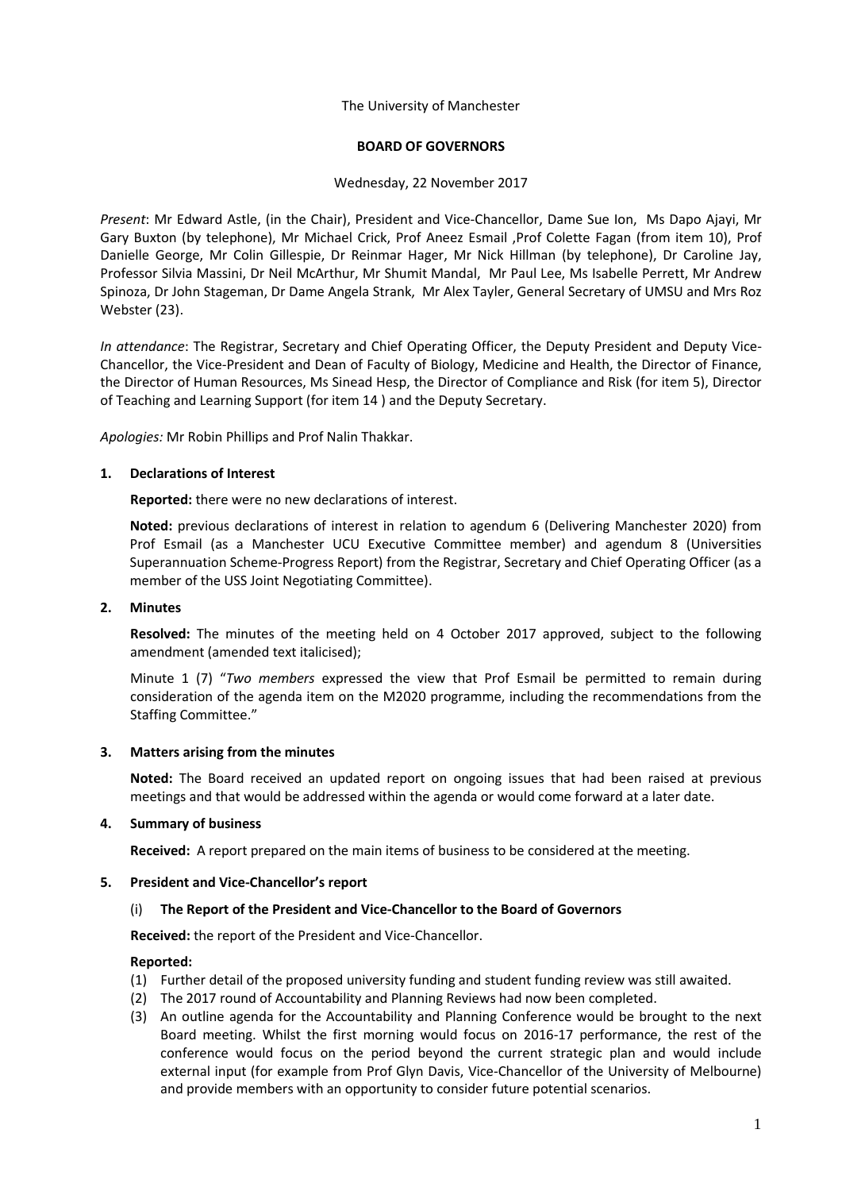The University of Manchester

**BOARD OF GOVERNORS**

Wednesday, 22 November 2017

*Present*: Mr Edward Astle, (in the Chair), President and Vice-Chancellor, Dame Sue Ion, Ms Dapo Ajayi, Mr Gary Buxton (by telephone), Mr Michael Crick, Prof Aneez Esmail ,Prof Colette Fagan (from item 10), Prof Danielle George, Mr Colin Gillespie, Dr Reinmar Hager, Mr Nick Hillman (by telephone), Dr Caroline Jay, Professor Silvia Massini, Dr Neil McArthur, Mr Shumit Mandal, Mr Paul Lee, Ms Isabelle Perrett, Mr Andrew Spinoza, Dr John Stageman, Dr Dame Angela Strank, Mr Alex Tayler, General Secretary of UMSU and Mrs Roz Webster (23).

*In attendance*: The Registrar, Secretary and Chief Operating Officer, the Deputy President and Deputy Vice-Chancellor, the Vice-President and Dean of Faculty of Biology, Medicine and Health, the Director of Finance, the Director of Human Resources, Ms Sinead Hesp, the Director of Compliance and Risk (for item 5), Director of Teaching and Learning Support (for item 14 ) and the Deputy Secretary.

*Apologies:* Mr Robin Phillips and Prof Nalin Thakkar.

## 1. Declarations of Interest

**Reported:** there were no new declarations of interest.

**Noted:** previous declarations of interest in relation to agendum 6 (Delivering Manchester 2020) from Prof Esmail (as a Manchester UCU Executive Committee member) and agendum 8 (Universities Superannuation Scheme-Progress Report) from the Registrar, Secretary and Chief Operating Officer (as a member of the USS Joint Negotiating Committee).

## 2. Minutes

**Resolved:** The minutes of the meeting held on 4 October 2017 approved, subject to the following amendment (amended text italicised);

Minute 1 (7) "*Two members* expressed the view that Prof Esmail be permitted to remain during consideration of the agenda item on the M2020 programme, including the recommendations from the Staffing Committee."

## 3. Matters arising from the minutes

**Noted:** The Board received an updated report on ongoing issues that had been raised at previous meetings and that would be addressed within the agenda or would come forward at a later date.

## 4. Summary of business

**Received:** A report prepared on the main items of business to be considered at the meeting.

## 5. President and Vice-Chancellor's report

### (i) The Report of the President and Vice-Chancellor to the Board of Governors

**Received:** the report of the President and Vice-Chancellor.

**Reported:**

(1) Further detail of the proposed university funding and student funding review was still awaited.

(2) The 2017 round of Accountability and Planning Reviews had now been completed.

(3) An outline agenda for the Accountability and Planning Conference would be brought to the next Board meeting. Whilst the first morning would focus on 2016-17 performance, the rest of the conference would focus on the period beyond the current strategic plan and would include external input (for example from Prof Glyn Davis, Vice-Chancellor of the University of Melbourne) and provide members with an opportunity to consider future potential scenarios.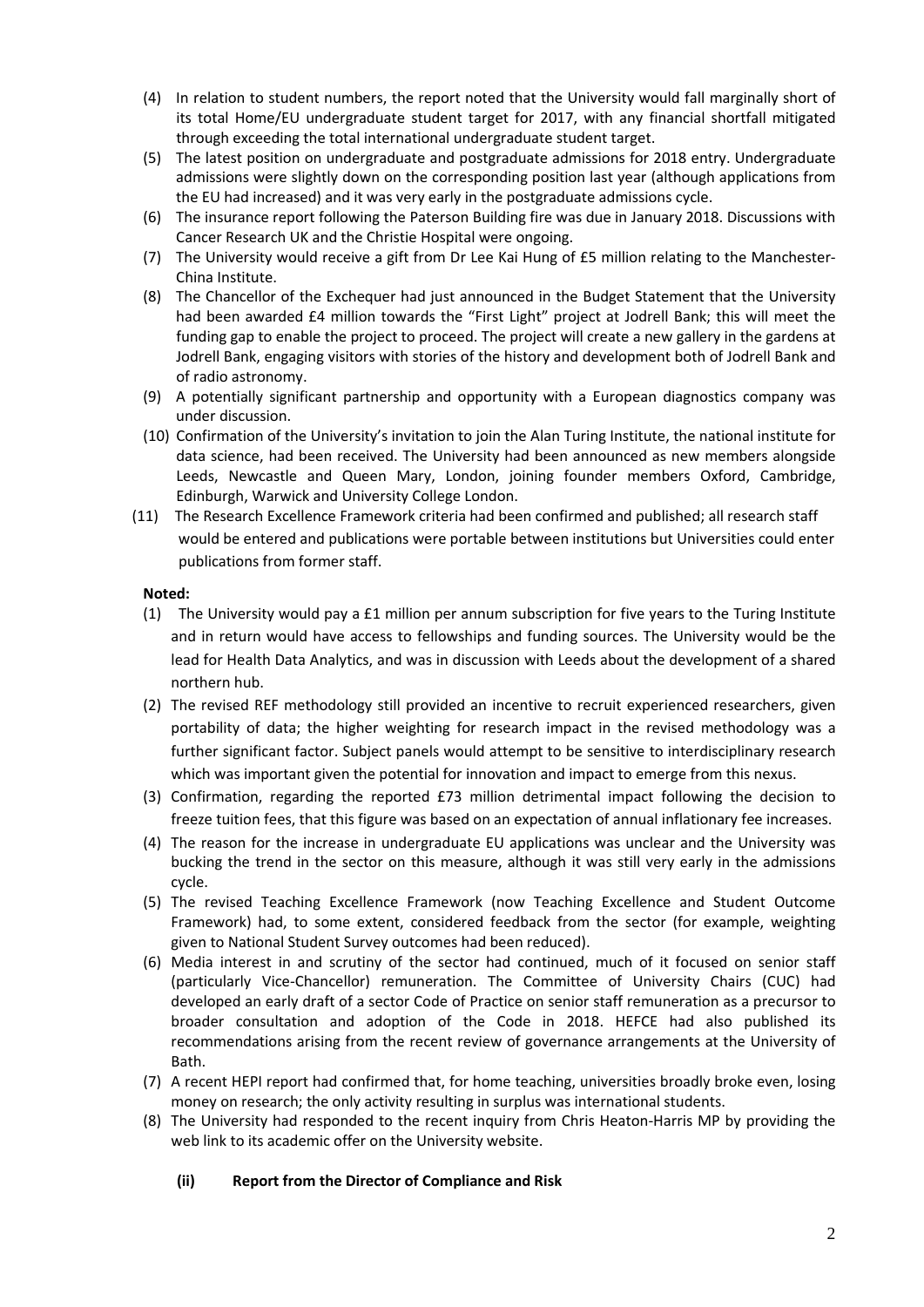(4) In relation to student numbers, the report noted that the University would fall marginally short of its total Home/EU undergraduate student target for 2017, with any financial shortfall mitigated through exceeding the total international undergraduate student target.

(5) The latest position on undergraduate and postgraduate admissions for 2018 entry. Undergraduate admissions were slightly down on the corresponding position last year (although applications from the EU had increased) and it was very early in the postgraduate admissions cycle.

(6) The insurance report following the Paterson Building fire was due in January 2018. Discussions with Cancer Research UK and the Christie Hospital were ongoing.

(7) The University would receive a gift from Dr Lee Kai Hung of £5 million relating to the Manchester-China Institute.

(8) The Chancellor of the Exchequer had just announced in the Budget Statement that the University had been awarded £4 million towards the "First Light" project at Jodrell Bank; this will meet the funding gap to enable the project to proceed. The project will create a new gallery in the gardens at Jodrell Bank, engaging visitors with stories of the history and development both of Jodrell Bank and of radio astronomy.

(9) A potentially significant partnership and opportunity with a European diagnostics company was under discussion.

(10) Confirmation of the University's invitation to join the Alan Turing Institute, the national institute for data science, had been received. The University had been announced as new members alongside Leeds, Newcastle and Queen Mary, London, joining founder members Oxford, Cambridge, Edinburgh, Warwick and University College London.

(11) The Research Excellence Framework criteria had been confirmed and published; all research staff would be entered and publications were portable between institutions but Universities could enter publications from former staff.

**Noted:**

(1) The University would pay a £1 million per annum subscription for five years to the Turing Institute and in return would have access to fellowships and funding sources. The University would be the lead for Health Data Analytics, and was in discussion with Leeds about the development of a shared northern hub.

(2) The revised REF methodology still provided an incentive to recruit experienced researchers, given portability of data; the higher weighting for research impact in the revised methodology was a further significant factor. Subject panels would attempt to be sensitive to interdisciplinary research which was important given the potential for innovation and impact to emerge from this nexus.

(3) Confirmation, regarding the reported £73 million detrimental impact following the decision to freeze tuition fees, that this figure was based on an expectation of annual inflationary fee increases.

(4) The reason for the increase in undergraduate EU applications was unclear and the University was bucking the trend in the sector on this measure, although it was still very early in the admissions cycle.

(5) The revised Teaching Excellence Framework (now Teaching Excellence and Student Outcome Framework) had, to some extent, considered feedback from the sector (for example, weighting given to National Student Survey outcomes had been reduced).

(6) Media interest in and scrutiny of the sector had continued, much of it focused on senior staff (particularly Vice-Chancellor) remuneration. The Committee of University Chairs (CUC) had developed an early draft of a sector Code of Practice on senior staff remuneration as a precursor to broader consultation and adoption of the Code in 2018. HEFCE had also published its recommendations arising from the recent review of governance arrangements at the University of Bath.

(7) A recent HEPI report had confirmed that, for home teaching, universities broadly broke even, losing money on research; the only activity resulting in surplus was international students.

(8) The University had responded to the recent inquiry from Chris Heaton-Harris MP by providing the web link to its academic offer on the University website.

**(ii) Report from the Director of Compliance and Risk**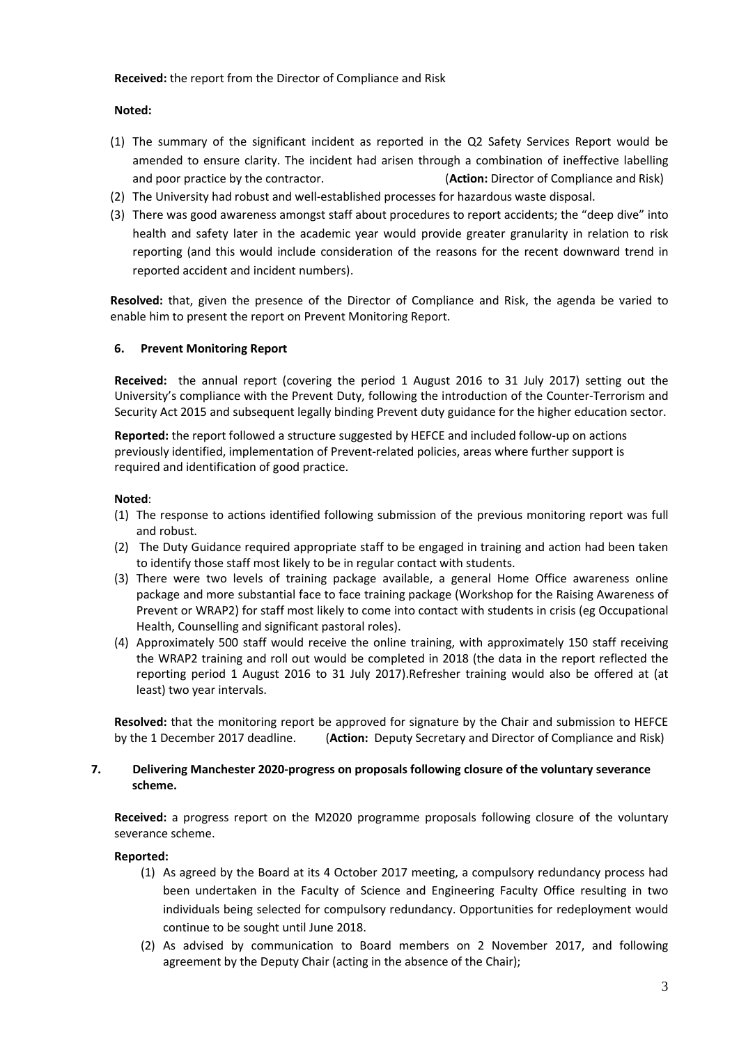**Received:** the report from the Director of Compliance and Risk

**Noted:**

(1) The summary of the significant incident as reported in the Q2 Safety Services Report would be amended to ensure clarity. The incident had arisen through a combination of ineffective labelling and poor practice by the contractor. (**Action:** Director of Compliance and Risk)

(2) The University had robust and well-established processes for hazardous waste disposal.

(3) There was good awareness amongst staff about procedures to report accidents; the "deep dive" into health and safety later in the academic year would provide greater granularity in relation to risk reporting (and this would include consideration of the reasons for the recent downward trend in reported accident and incident numbers).

**Resolved:** that, given the presence of the Director of Compliance and Risk, the agenda be varied to enable him to present the report on Prevent Monitoring Report.

### 6. Prevent Monitoring Report

**Received:** the annual report (covering the period 1 August 2016 to 31 July 2017) setting out the University's compliance with the Prevent Duty, following the introduction of the Counter-Terrorism and Security Act 2015 and subsequent legally binding Prevent duty guidance for the higher education sector.

**Reported:** the report followed a structure suggested by HEFCE and included follow-up on actions previously identified, implementation of Prevent-related policies, areas where further support is required and identification of good practice.

**Noted**:

(1) The response to actions identified following submission of the previous monitoring report was full and robust.

(2) The Duty Guidance required appropriate staff to be engaged in training and action had been taken to identify those staff most likely to be in regular contact with students.

(3) There were two levels of training package available, a general Home Office awareness online package and more substantial face to face training package (Workshop for the Raising Awareness of Prevent or WRAP2) for staff most likely to come into contact with students in crisis (eg Occupational Health, Counselling and significant pastoral roles).

(4) Approximately 500 staff would receive the online training, with approximately 150 staff receiving the WRAP2 training and roll out would be completed in 2018 (the data in the report reflected the reporting period 1 August 2016 to 31 July 2017).Refresher training would also be offered at (at least) two year intervals.

**Resolved:** that the monitoring report be approved for signature by the Chair and submission to HEFCE by the 1 December 2017 deadline. (**Action:** Deputy Secretary and Director of Compliance and Risk)

### 7. Delivering Manchester 2020-progress on proposals following closure of the voluntary severance scheme.

**Received:** a progress report on the M2020 programme proposals following closure of the voluntary severance scheme.

**Reported:**

(1) As agreed by the Board at its 4 October 2017 meeting, a compulsory redundancy process had been undertaken in the Faculty of Science and Engineering Faculty Office resulting in two individuals being selected for compulsory redundancy. Opportunities for redeployment would continue to be sought until June 2018.

(2) As advised by communication to Board members on 2 November 2017, and following agreement by the Deputy Chair (acting in the absence of the Chair);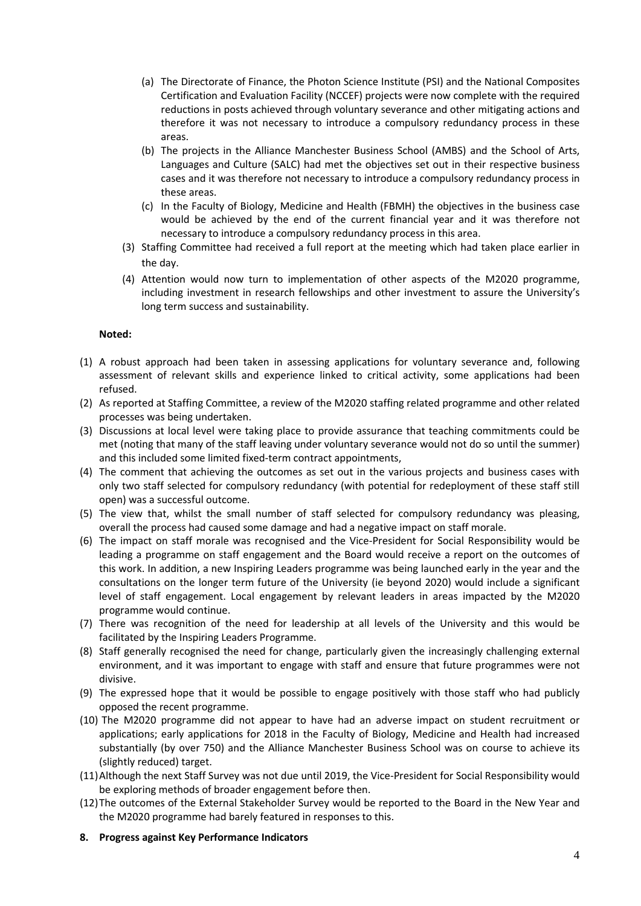(a) The Directorate of Finance, the Photon Science Institute (PSI) and the National Composites Certification and Evaluation Facility (NCCEF) projects were now complete with the required reductions in posts achieved through voluntary severance and other mitigating actions and therefore it was not necessary to introduce a compulsory redundancy process in these areas.

(b) The projects in the Alliance Manchester Business School (AMBS) and the School of Arts, Languages and Culture (SALC) had met the objectives set out in their respective business cases and it was therefore not necessary to introduce a compulsory redundancy process in these areas.

(c) In the Faculty of Biology, Medicine and Health (FBMH) the objectives in the business case would be achieved by the end of the current financial year and it was therefore not necessary to introduce a compulsory redundancy process in this area.

(3) Staffing Committee had received a full report at the meeting which had taken place earlier in the day.

(4) Attention would now turn to implementation of other aspects of the M2020 programme, including investment in research fellowships and other investment to assure the University's long term success and sustainability.

**Noted:**

(1) A robust approach had been taken in assessing applications for voluntary severance and, following assessment of relevant skills and experience linked to critical activity, some applications had been refused.

(2) As reported at Staffing Committee, a review of the M2020 staffing related programme and other related processes was being undertaken.

(3) Discussions at local level were taking place to provide assurance that teaching commitments could be met (noting that many of the staff leaving under voluntary severance would not do so until the summer) and this included some limited fixed-term contract appointments,

(4) The comment that achieving the outcomes as set out in the various projects and business cases with only two staff selected for compulsory redundancy (with potential for redeployment of these staff still open) was a successful outcome.

(5) The view that, whilst the small number of staff selected for compulsory redundancy was pleasing, overall the process had caused some damage and had a negative impact on staff morale.

(6) The impact on staff morale was recognised and the Vice-President for Social Responsibility would be leading a programme on staff engagement and the Board would receive a report on the outcomes of this work. In addition, a new Inspiring Leaders programme was being launched early in the year and the consultations on the longer term future of the University (ie beyond 2020) would include a significant level of staff engagement. Local engagement by relevant leaders in areas impacted by the M2020 programme would continue.

(7) There was recognition of the need for leadership at all levels of the University and this would be facilitated by the Inspiring Leaders Programme.

(8) Staff generally recognised the need for change, particularly given the increasingly challenging external environment, and it was important to engage with staff and ensure that future programmes were not divisive.

(9) The expressed hope that it would be possible to engage positively with those staff who had publicly opposed the recent programme.

(10) The M2020 programme did not appear to have had an adverse impact on student recruitment or applications; early applications for 2018 in the Faculty of Biology, Medicine and Health had increased substantially (by over 750) and the Alliance Manchester Business School was on course to achieve its (slightly reduced) target.

(11) Although the next Staff Survey was not due until 2019, the Vice-President for Social Responsibility would be exploring methods of broader engagement before then.

(12) The outcomes of the External Stakeholder Survey would be reported to the Board in the New Year and the M2020 programme had barely featured in responses to this.

**8. Progress against Key Performance Indicators**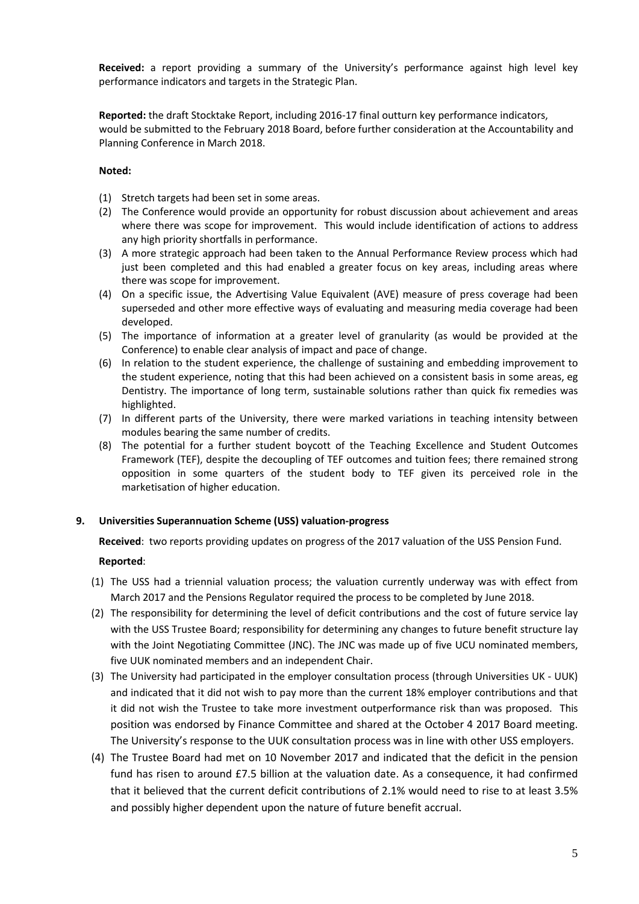**Received:** a report providing a summary of the University's performance against high level key performance indicators and targets in the Strategic Plan.

**Reported:** the draft Stocktake Report, including 2016-17 final outturn key performance indicators, would be submitted to the February 2018 Board, before further consideration at the Accountability and Planning Conference in March 2018.

**Noted:**

(1) Stretch targets had been set in some areas.
(2) The Conference would provide an opportunity for robust discussion about achievement and areas where there was scope for improvement. This would include identification of actions to address any high priority shortfalls in performance.
(3) A more strategic approach had been taken to the Annual Performance Review process which had just been completed and this had enabled a greater focus on key areas, including areas where there was scope for improvement.
(4) On a specific issue, the Advertising Value Equivalent (AVE) measure of press coverage had been superseded and other more effective ways of evaluating and measuring media coverage had been developed.
(5) The importance of information at a greater level of granularity (as would be provided at the Conference) to enable clear analysis of impact and pace of change.
(6) In relation to the student experience, the challenge of sustaining and embedding improvement to the student experience, noting that this had been achieved on a consistent basis in some areas, eg Dentistry. The importance of long term, sustainable solutions rather than quick fix remedies was highlighted.
(7) In different parts of the University, there were marked variations in teaching intensity between modules bearing the same number of credits.
(8) The potential for a further student boycott of the Teaching Excellence and Student Outcomes Framework (TEF), despite the decoupling of TEF outcomes and tuition fees; there remained strong opposition in some quarters of the student body to TEF given its perceived role in the marketisation of higher education.

## 9. Universities Superannuation Scheme (USS) valuation-progress

**Received**: two reports providing updates on progress of the 2017 valuation of the USS Pension Fund.

**Reported**:

(1) The USS had a triennial valuation process; the valuation currently underway was with effect from March 2017 and the Pensions Regulator required the process to be completed by June 2018.
(2) The responsibility for determining the level of deficit contributions and the cost of future service lay with the USS Trustee Board; responsibility for determining any changes to future benefit structure lay with the Joint Negotiating Committee (JNC). The JNC was made up of five UCU nominated members, five UUK nominated members and an independent Chair.
(3) The University had participated in the employer consultation process (through Universities UK - UUK) and indicated that it did not wish to pay more than the current 18% employer contributions and that it did not wish the Trustee to take more investment outperformance risk than was proposed. This position was endorsed by Finance Committee and shared at the October 4 2017 Board meeting. The University's response to the UUK consultation process was in line with other USS employers.
(4) The Trustee Board had met on 10 November 2017 and indicated that the deficit in the pension fund has risen to around £7.5 billion at the valuation date. As a consequence, it had confirmed that it believed that the current deficit contributions of 2.1% would need to rise to at least 3.5% and possibly higher dependent upon the nature of future benefit accrual.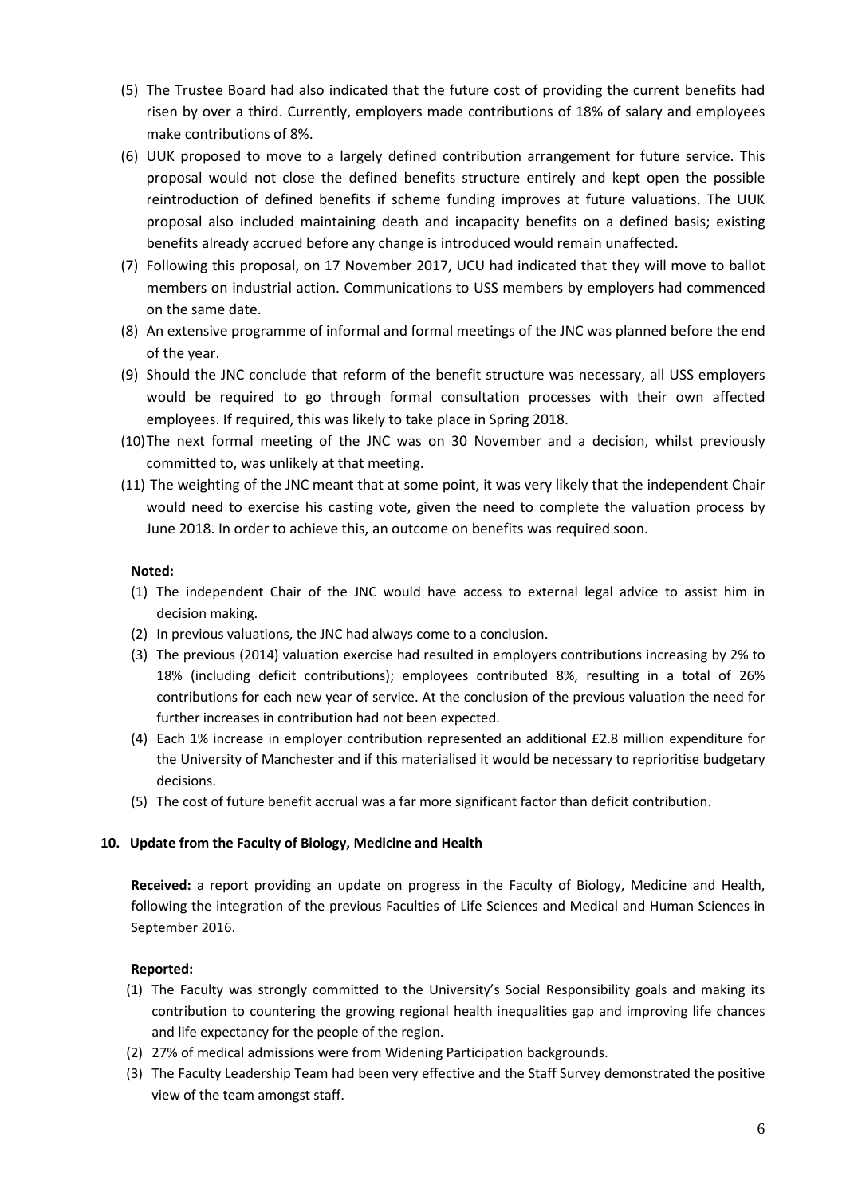(5) The Trustee Board had also indicated that the future cost of providing the current benefits had risen by over a third. Currently, employers made contributions of 18% of salary and employees make contributions of 8%.

(6) UUK proposed to move to a largely defined contribution arrangement for future service. This proposal would not close the defined benefits structure entirely and kept open the possible reintroduction of defined benefits if scheme funding improves at future valuations. The UUK proposal also included maintaining death and incapacity benefits on a defined basis; existing benefits already accrued before any change is introduced would remain unaffected.

(7) Following this proposal, on 17 November 2017, UCU had indicated that they will move to ballot members on industrial action. Communications to USS members by employers had commenced on the same date.

(8) An extensive programme of informal and formal meetings of the JNC was planned before the end of the year.

(9) Should the JNC conclude that reform of the benefit structure was necessary, all USS employers would be required to go through formal consultation processes with their own affected employees. If required, this was likely to take place in Spring 2018.

(10) The next formal meeting of the JNC was on 30 November and a decision, whilst previously committed to, was unlikely at that meeting.

(11) The weighting of the JNC meant that at some point, it was very likely that the independent Chair would need to exercise his casting vote, given the need to complete the valuation process by June 2018. In order to achieve this, an outcome on benefits was required soon.

**Noted:**

(1) The independent Chair of the JNC would have access to external legal advice to assist him in decision making.

(2) In previous valuations, the JNC had always come to a conclusion.

(3) The previous (2014) valuation exercise had resulted in employers contributions increasing by 2% to 18% (including deficit contributions); employees contributed 8%, resulting in a total of 26% contributions for each new year of service. At the conclusion of the previous valuation the need for further increases in contribution had not been expected.

(4) Each 1% increase in employer contribution represented an additional £2.8 million expenditure for the University of Manchester and if this materialised it would be necessary to reprioritise budgetary decisions.

(5) The cost of future benefit accrual was a far more significant factor than deficit contribution.

## 10. Update from the Faculty of Biology, Medicine and Health

**Received:** a report providing an update on progress in the Faculty of Biology, Medicine and Health, following the integration of the previous Faculties of Life Sciences and Medical and Human Sciences in September 2016.

**Reported:**

(1) The Faculty was strongly committed to the University's Social Responsibility goals and making its contribution to countering the growing regional health inequalities gap and improving life chances and life expectancy for the people of the region.

(2) 27% of medical admissions were from Widening Participation backgrounds.

(3) The Faculty Leadership Team had been very effective and the Staff Survey demonstrated the positive view of the team amongst staff.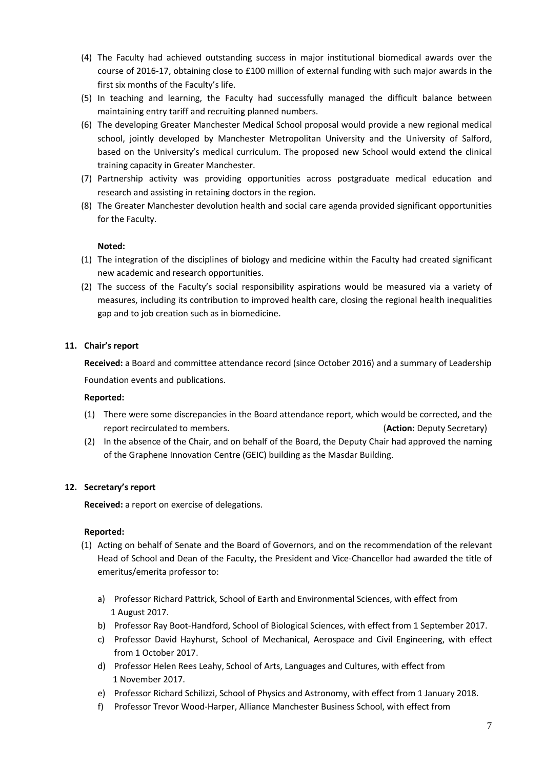(4) The Faculty had achieved outstanding success in major institutional biomedical awards over the course of 2016-17, obtaining close to £100 million of external funding with such major awards in the first six months of the Faculty's life.

(5) In teaching and learning, the Faculty had successfully managed the difficult balance between maintaining entry tariff and recruiting planned numbers.

(6) The developing Greater Manchester Medical School proposal would provide a new regional medical school, jointly developed by Manchester Metropolitan University and the University of Salford, based on the University's medical curriculum. The proposed new School would extend the clinical training capacity in Greater Manchester.

(7) Partnership activity was providing opportunities across postgraduate medical education and research and assisting in retaining doctors in the region.

(8) The Greater Manchester devolution health and social care agenda provided significant opportunities for the Faculty.

**Noted:**

(1) The integration of the disciplines of biology and medicine within the Faculty had created significant new academic and research opportunities.

(2) The success of the Faculty's social responsibility aspirations would be measured via a variety of measures, including its contribution to improved health care, closing the regional health inequalities gap and to job creation such as in biomedicine.

**11. Chair's report**

**Received:** a Board and committee attendance record (since October 2016) and a summary of Leadership Foundation events and publications.

**Reported:**

(1) There were some discrepancies in the Board attendance report, which would be corrected, and the report recirculated to members. (**Action:** Deputy Secretary)

(2) In the absence of the Chair, and on behalf of the Board, the Deputy Chair had approved the naming of the Graphene Innovation Centre (GEIC) building as the Masdar Building.

**12. Secretary's report**

**Received:** a report on exercise of delegations.

**Reported:**

(1) Acting on behalf of Senate and the Board of Governors, and on the recommendation of the relevant Head of School and Dean of the Faculty, the President and Vice-Chancellor had awarded the title of emeritus/emerita professor to:

a) Professor Richard Pattrick, School of Earth and Environmental Sciences, with effect from 1 August 2017.

b) Professor Ray Boot-Handford, School of Biological Sciences, with effect from 1 September 2017.

c) Professor David Hayhurst, School of Mechanical, Aerospace and Civil Engineering, with effect from 1 October 2017.

d) Professor Helen Rees Leahy, School of Arts, Languages and Cultures, with effect from 1 November 2017.

e) Professor Richard Schilizzi, School of Physics and Astronomy, with effect from 1 January 2018.

f) Professor Trevor Wood-Harper, Alliance Manchester Business School, with effect from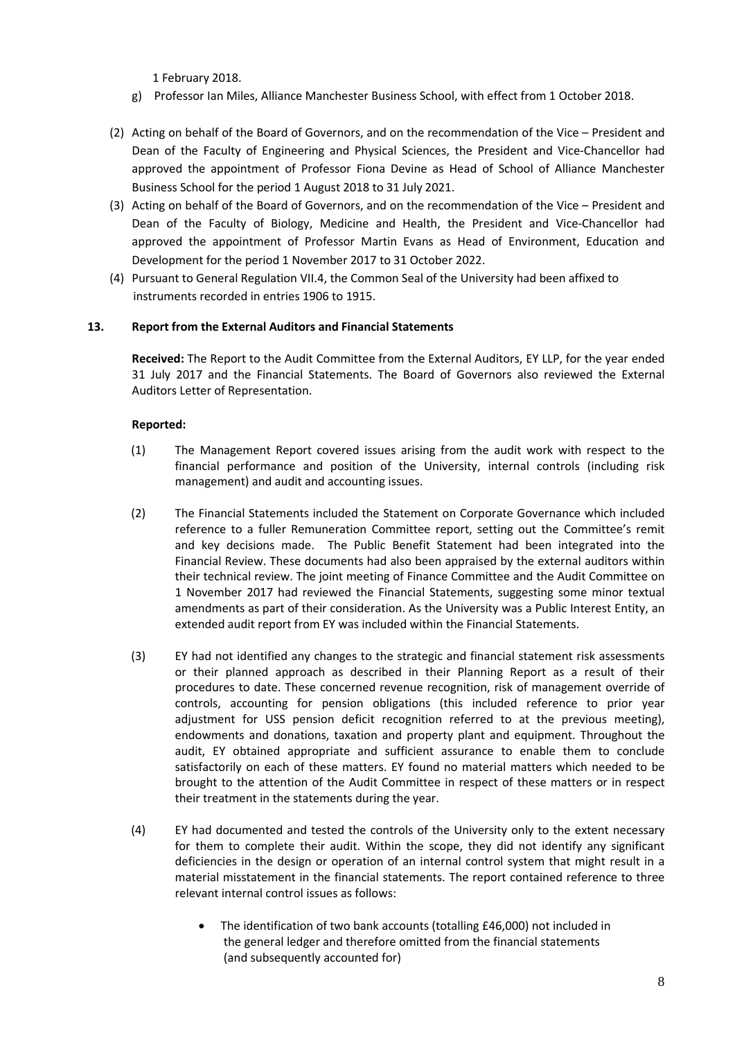1 February 2018.

g) Professor Ian Miles, Alliance Manchester Business School, with effect from 1 October 2018.

(2) Acting on behalf of the Board of Governors, and on the recommendation of the Vice – President and Dean of the Faculty of Engineering and Physical Sciences, the President and Vice-Chancellor had approved the appointment of Professor Fiona Devine as Head of School of Alliance Manchester Business School for the period 1 August 2018 to 31 July 2021.

(3) Acting on behalf of the Board of Governors, and on the recommendation of the Vice – President and Dean of the Faculty of Biology, Medicine and Health, the President and Vice-Chancellor had approved the appointment of Professor Martin Evans as Head of Environment, Education and Development for the period 1 November 2017 to 31 October 2022.

(4) Pursuant to General Regulation VII.4, the Common Seal of the University had been affixed to instruments recorded in entries 1906 to 1915.

**13. Report from the External Auditors and Financial Statements**

**Received:** The Report to the Audit Committee from the External Auditors, EY LLP, for the year ended 31 July 2017 and the Financial Statements. The Board of Governors also reviewed the External Auditors Letter of Representation.

**Reported:**

(1) The Management Report covered issues arising from the audit work with respect to the financial performance and position of the University, internal controls (including risk management) and audit and accounting issues.

(2) The Financial Statements included the Statement on Corporate Governance which included reference to a fuller Remuneration Committee report, setting out the Committee's remit and key decisions made. The Public Benefit Statement had been integrated into the Financial Review. These documents had also been appraised by the external auditors within their technical review. The joint meeting of Finance Committee and the Audit Committee on 1 November 2017 had reviewed the Financial Statements, suggesting some minor textual amendments as part of their consideration. As the University was a Public Interest Entity, an extended audit report from EY was included within the Financial Statements.

(3) EY had not identified any changes to the strategic and financial statement risk assessments or their planned approach as described in their Planning Report as a result of their procedures to date. These concerned revenue recognition, risk of management override of controls, accounting for pension obligations (this included reference to prior year adjustment for USS pension deficit recognition referred to at the previous meeting), endowments and donations, taxation and property plant and equipment. Throughout the audit, EY obtained appropriate and sufficient assurance to enable them to conclude satisfactorily on each of these matters. EY found no material matters which needed to be brought to the attention of the Audit Committee in respect of these matters or in respect their treatment in the statements during the year.

(4) EY had documented and tested the controls of the University only to the extent necessary for them to complete their audit. Within the scope, they did not identify any significant deficiencies in the design or operation of an internal control system that might result in a material misstatement in the financial statements. The report contained reference to three relevant internal control issues as follows:

- The identification of two bank accounts (totalling £46,000) not included in the general ledger and therefore omitted from the financial statements (and subsequently accounted for)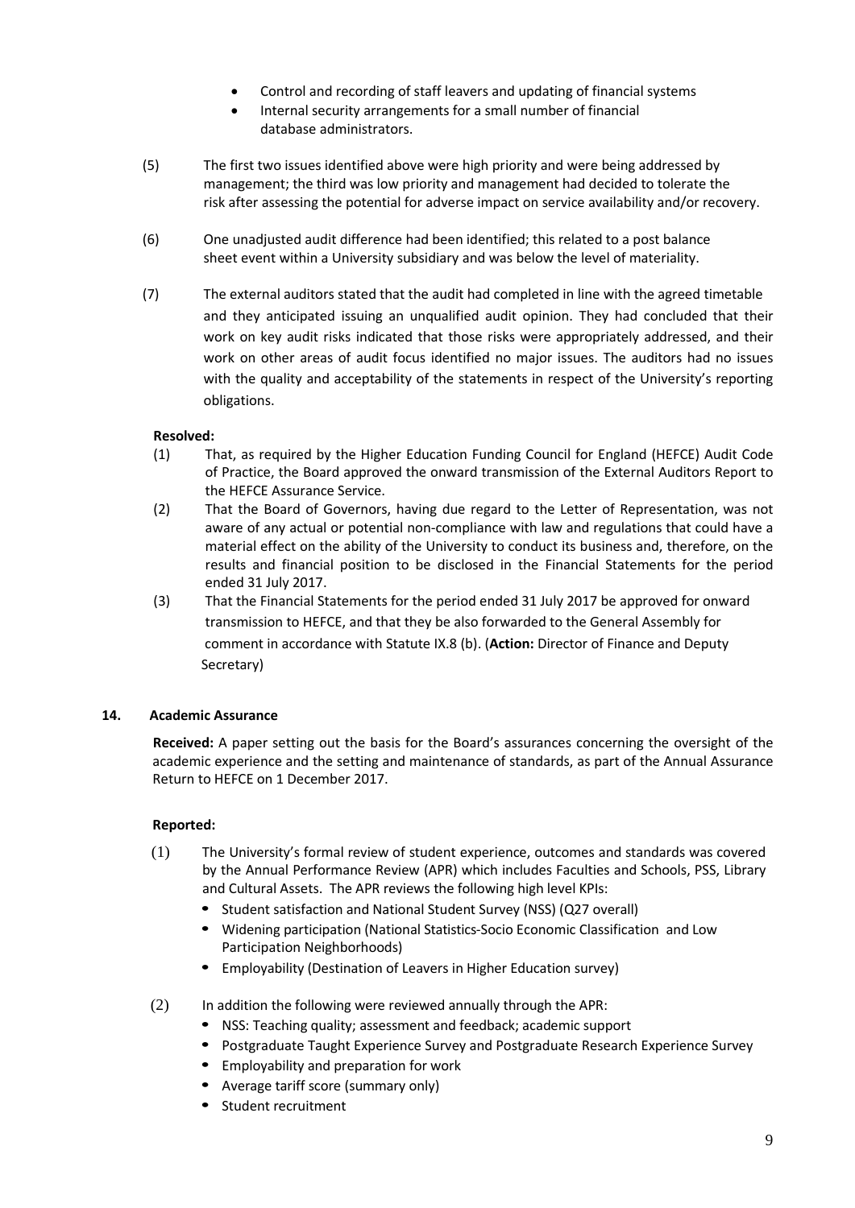- Control and recording of staff leavers and updating of financial systems
- Internal security arrangements for a small number of financial database administrators.

(5) The first two issues identified above were high priority and were being addressed by management; the third was low priority and management had decided to tolerate the risk after assessing the potential for adverse impact on service availability and/or recovery.

(6) One unadjusted audit difference had been identified; this related to a post balance sheet event within a University subsidiary and was below the level of materiality.

(7) The external auditors stated that the audit had completed in line with the agreed timetable and they anticipated issuing an unqualified audit opinion. They had concluded that their work on key audit risks indicated that those risks were appropriately addressed, and their work on other areas of audit focus identified no major issues. The auditors had no issues with the quality and acceptability of the statements in respect of the University's reporting obligations.

**Resolved:**

(1) That, as required by the Higher Education Funding Council for England (HEFCE) Audit Code of Practice, the Board approved the onward transmission of the External Auditors Report to the HEFCE Assurance Service.

(2) That the Board of Governors, having due regard to the Letter of Representation, was not aware of any actual or potential non-compliance with law and regulations that could have a material effect on the ability of the University to conduct its business and, therefore, on the results and financial position to be disclosed in the Financial Statements for the period ended 31 July 2017.

(3) That the Financial Statements for the period ended 31 July 2017 be approved for onward transmission to HEFCE, and that they be also forwarded to the General Assembly for comment in accordance with Statute IX.8 (b). (**Action:** Director of Finance and Deputy Secretary)

## 14. Academic Assurance

**Received:** A paper setting out the basis for the Board's assurances concerning the oversight of the academic experience and the setting and maintenance of standards, as part of the Annual Assurance Return to HEFCE on 1 December 2017.

**Reported:**

(1) The University's formal review of student experience, outcomes and standards was covered by the Annual Performance Review (APR) which includes Faculties and Schools, PSS, Library and Cultural Assets. The APR reviews the following high level KPIs:

- Student satisfaction and National Student Survey (NSS) (Q27 overall)
- Widening participation (National Statistics-Socio Economic Classification and Low Participation Neighborhoods)
- Employability (Destination of Leavers in Higher Education survey)

(2) In addition the following were reviewed annually through the APR:

- NSS: Teaching quality; assessment and feedback; academic support
- Postgraduate Taught Experience Survey and Postgraduate Research Experience Survey
- Employability and preparation for work
- Average tariff score (summary only)
- Student recruitment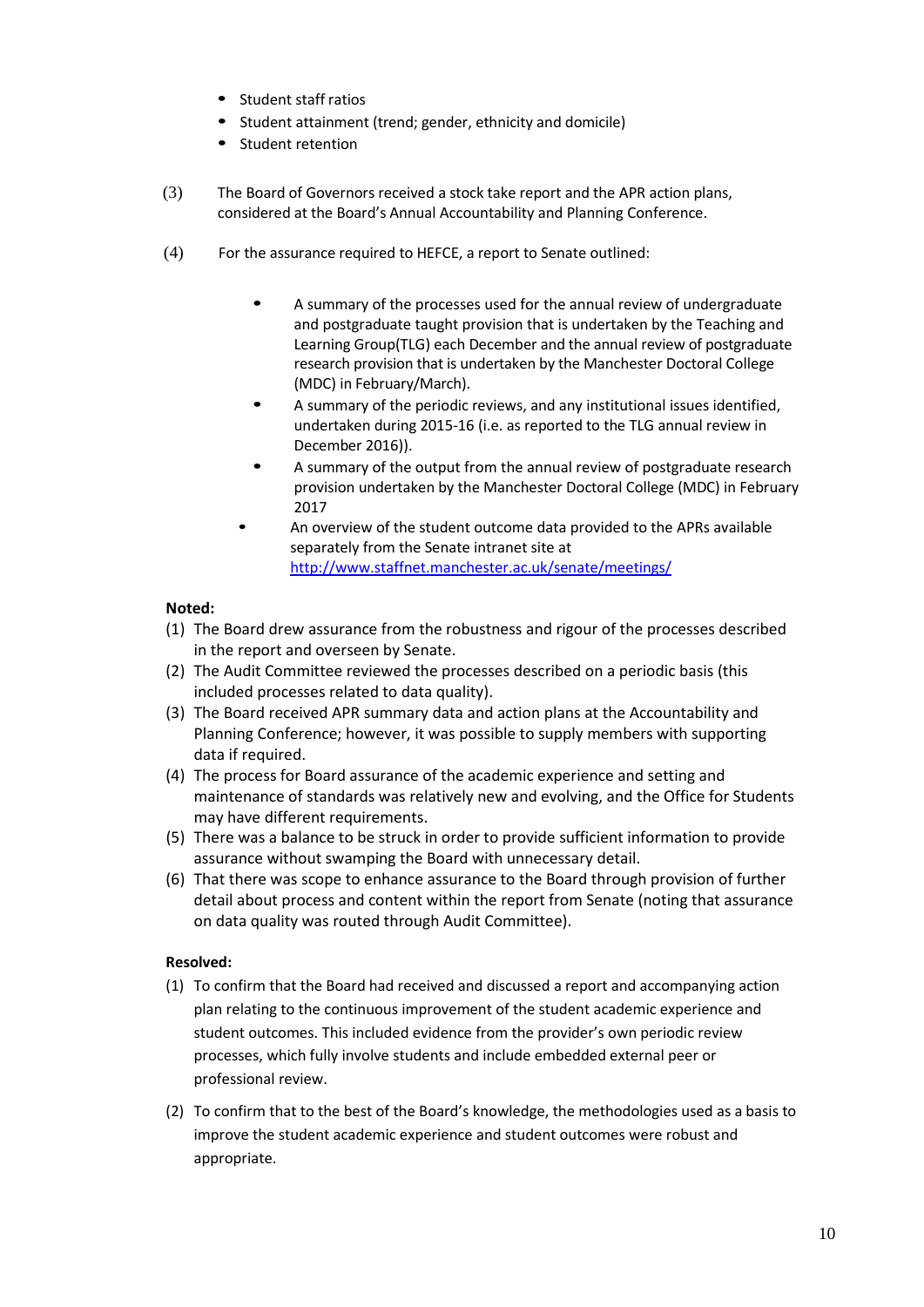- Student staff ratios
- Student attainment (trend; gender, ethnicity and domicile)
- Student retention

(3) The Board of Governors received a stock take report and the APR action plans, considered at the Board's Annual Accountability and Planning Conference.

(4) For the assurance required to HEFCE, a report to Senate outlined:

- A summary of the processes used for the annual review of undergraduate and postgraduate taught provision that is undertaken by the Teaching and Learning Group(TLG) each December and the annual review of postgraduate research provision that is undertaken by the Manchester Doctoral College (MDC) in February/March).
- A summary of the periodic reviews, and any institutional issues identified, undertaken during 2015-16 (i.e. as reported to the TLG annual review in December 2016)).
- A summary of the output from the annual review of postgraduate research provision undertaken by the Manchester Doctoral College (MDC) in February 2017
- An overview of the student outcome data provided to the APRs available separately from the Senate intranet site at http://www.staffnet.manchester.ac.uk/senate/meetings/

**Noted:**

(1) The Board drew assurance from the robustness and rigour of the processes described in the report and overseen by Senate.
(2) The Audit Committee reviewed the processes described on a periodic basis (this included processes related to data quality).
(3) The Board received APR summary data and action plans at the Accountability and Planning Conference; however, it was possible to supply members with supporting data if required.
(4) The process for Board assurance of the academic experience and setting and maintenance of standards was relatively new and evolving, and the Office for Students may have different requirements.
(5) There was a balance to be struck in order to provide sufficient information to provide assurance without swamping the Board with unnecessary detail.
(6) That there was scope to enhance assurance to the Board through provision of further detail about process and content within the report from Senate (noting that assurance on data quality was routed through Audit Committee).

**Resolved:**

(1) To confirm that the Board had received and discussed a report and accompanying action plan relating to the continuous improvement of the student academic experience and student outcomes. This included evidence from the provider's own periodic review processes, which fully involve students and include embedded external peer or professional review.

(2) To confirm that to the best of the Board's knowledge, the methodologies used as a basis to improve the student academic experience and student outcomes were robust and appropriate.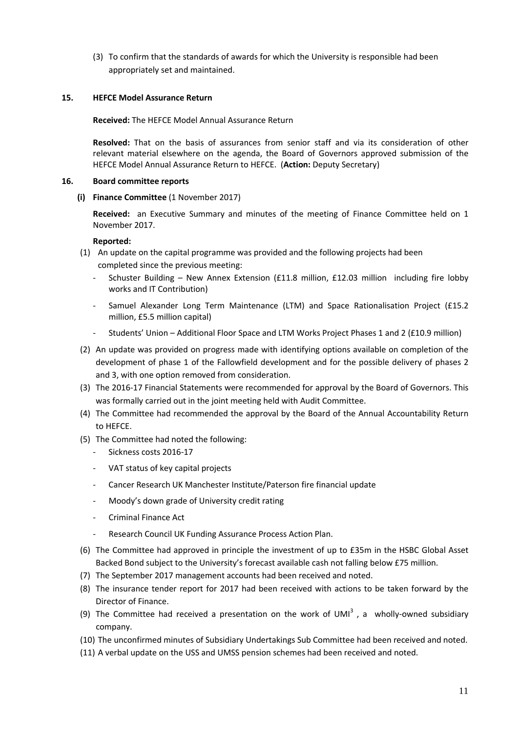(3) To confirm that the standards of awards for which the University is responsible had been appropriately set and maintained.

**15. HEFCE Model Assurance Return**

**Received:** The HEFCE Model Annual Assurance Return

**Resolved:** That on the basis of assurances from senior staff and via its consideration of other relevant material elsewhere on the agenda, the Board of Governors approved submission of the HEFCE Model Annual Assurance Return to HEFCE. (**Action:** Deputy Secretary)

**16. Board committee reports**

**(i) Finance Committee** (1 November 2017)

**Received:** an Executive Summary and minutes of the meeting of Finance Committee held on 1 November 2017.

**Reported:**

(1) An update on the capital programme was provided and the following projects had been completed since the previous meeting:

- Schuster Building – New Annex Extension (£11.8 million, £12.03 million including fire lobby works and IT Contribution)
- Samuel Alexander Long Term Maintenance (LTM) and Space Rationalisation Project (£15.2 million, £5.5 million capital)
- Students' Union – Additional Floor Space and LTM Works Project Phases 1 and 2 (£10.9 million)

(2) An update was provided on progress made with identifying options available on completion of the development of phase 1 of the Fallowfield development and for the possible delivery of phases 2 and 3, with one option removed from consideration.

(3) The 2016-17 Financial Statements were recommended for approval by the Board of Governors. This was formally carried out in the joint meeting held with Audit Committee.

(4) The Committee had recommended the approval by the Board of the Annual Accountability Return to HEFCE.

(5) The Committee had noted the following:

- Sickness costs 2016-17
- VAT status of key capital projects
- Cancer Research UK Manchester Institute/Paterson fire financial update
- Moody's down grade of University credit rating
- Criminal Finance Act
- Research Council UK Funding Assurance Process Action Plan.

(6) The Committee had approved in principle the investment of up to £35m in the HSBC Global Asset Backed Bond subject to the University's forecast available cash not falling below £75 million.

(7) The September 2017 management accounts had been received and noted.

(8) The insurance tender report for 2017 had been received with actions to be taken forward by the Director of Finance.

(9) The Committee had received a presentation on the work of $UMI^3$, a wholly-owned subsidiary company.

(10) The unconfirmed minutes of Subsidiary Undertakings Sub Committee had been received and noted.

(11) A verbal update on the USS and UMSS pension schemes had been received and noted.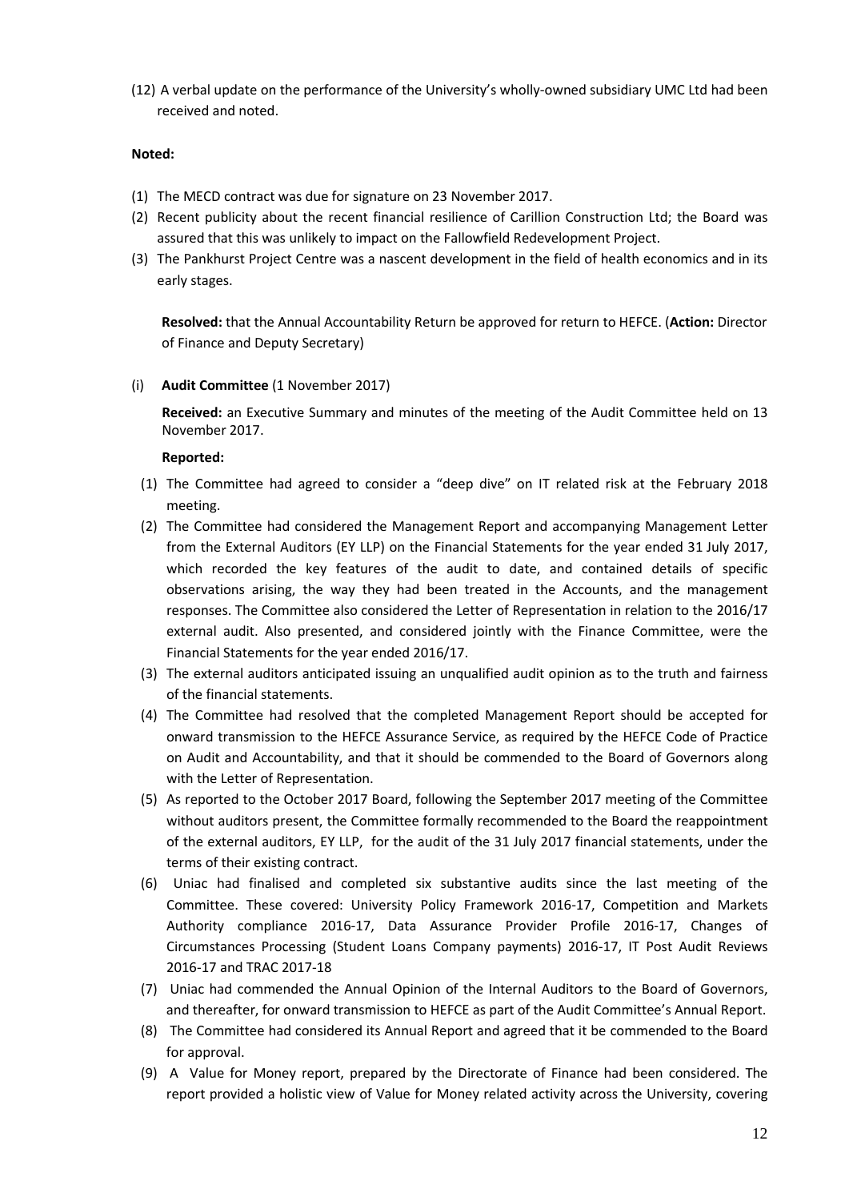(12) A verbal update on the performance of the University's wholly-owned subsidiary UMC Ltd had been received and noted.

**Noted:**

(1) The MECD contract was due for signature on 23 November 2017.
(2) Recent publicity about the recent financial resilience of Carillion Construction Ltd; the Board was assured that this was unlikely to impact on the Fallowfield Redevelopment Project.
(3) The Pankhurst Project Centre was a nascent development in the field of health economics and in its early stages.

**Resolved:** that the Annual Accountability Return be approved for return to HEFCE. (**Action:** Director of Finance and Deputy Secretary)

(i) **Audit Committee** (1 November 2017)

**Received:** an Executive Summary and minutes of the meeting of the Audit Committee held on 13 November 2017.

**Reported:**

(1) The Committee had agreed to consider a "deep dive" on IT related risk at the February 2018 meeting.
(2) The Committee had considered the Management Report and accompanying Management Letter from the External Auditors (EY LLP) on the Financial Statements for the year ended 31 July 2017, which recorded the key features of the audit to date, and contained details of specific observations arising, the way they had been treated in the Accounts, and the management responses. The Committee also considered the Letter of Representation in relation to the 2016/17 external audit. Also presented, and considered jointly with the Finance Committee, were the Financial Statements for the year ended 2016/17.
(3) The external auditors anticipated issuing an unqualified audit opinion as to the truth and fairness of the financial statements.
(4) The Committee had resolved that the completed Management Report should be accepted for onward transmission to the HEFCE Assurance Service, as required by the HEFCE Code of Practice on Audit and Accountability, and that it should be commended to the Board of Governors along with the Letter of Representation.
(5) As reported to the October 2017 Board, following the September 2017 meeting of the Committee without auditors present, the Committee formally recommended to the Board the reappointment of the external auditors, EY LLP, for the audit of the 31 July 2017 financial statements, under the terms of their existing contract.
(6) Uniac had finalised and completed six substantive audits since the last meeting of the Committee. These covered: University Policy Framework 2016-17, Competition and Markets Authority compliance 2016-17, Data Assurance Provider Profile 2016-17, Changes of Circumstances Processing (Student Loans Company payments) 2016-17, IT Post Audit Reviews 2016-17 and TRAC 2017-18
(7) Uniac had commended the Annual Opinion of the Internal Auditors to the Board of Governors, and thereafter, for onward transmission to HEFCE as part of the Audit Committee's Annual Report.
(8) The Committee had considered its Annual Report and agreed that it be commended to the Board for approval.
(9) A Value for Money report, prepared by the Directorate of Finance had been considered. The report provided a holistic view of Value for Money related activity across the University, covering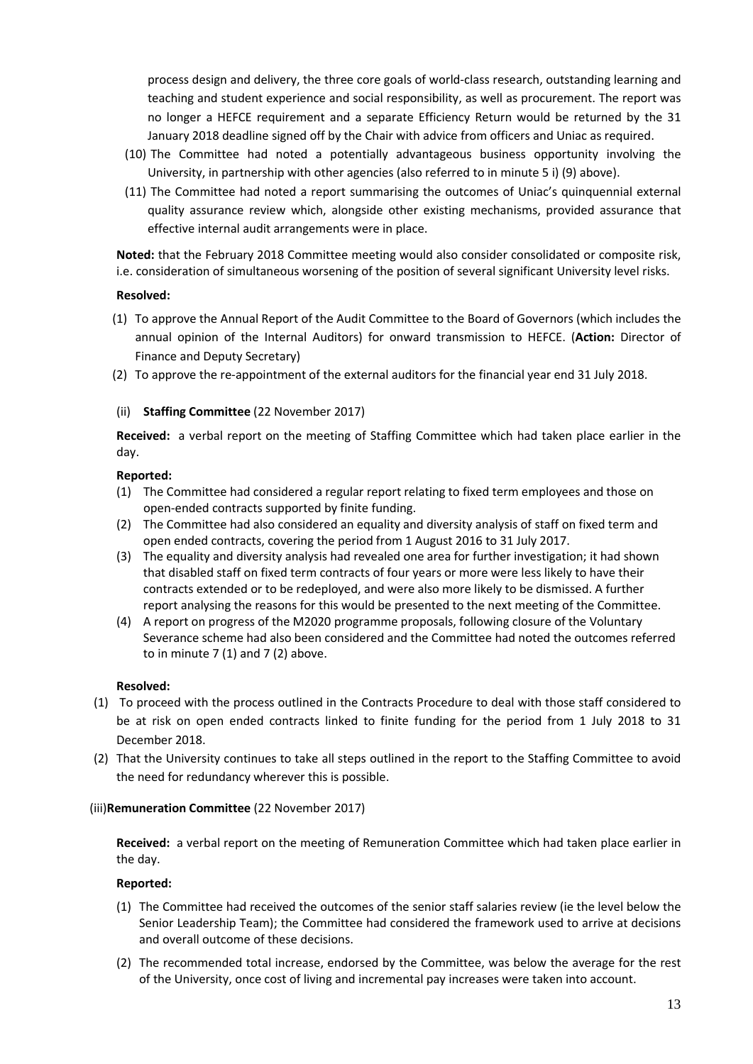process design and delivery, the three core goals of world-class research, outstanding learning and teaching and student experience and social responsibility, as well as procurement. The report was no longer a HEFCE requirement and a separate Efficiency Return would be returned by the 31 January 2018 deadline signed off by the Chair with advice from officers and Uniac as required.

(10) The Committee had noted a potentially advantageous business opportunity involving the University, in partnership with other agencies (also referred to in minute 5 i) (9) above).

(11) The Committee had noted a report summarising the outcomes of Uniac's quinquennial external quality assurance review which, alongside other existing mechanisms, provided assurance that effective internal audit arrangements were in place.

**Noted:** that the February 2018 Committee meeting would also consider consolidated or composite risk, i.e. consideration of simultaneous worsening of the position of several significant University level risks.

**Resolved:**

(1) To approve the Annual Report of the Audit Committee to the Board of Governors (which includes the annual opinion of the Internal Auditors) for onward transmission to HEFCE. (**Action:** Director of Finance and Deputy Secretary)

(2) To approve the re-appointment of the external auditors for the financial year end 31 July 2018.

(ii) **Staffing Committee** (22 November 2017)

**Received:** a verbal report on the meeting of Staffing Committee which had taken place earlier in the day.

**Reported:**

(1) The Committee had considered a regular report relating to fixed term employees and those on open-ended contracts supported by finite funding.

(2) The Committee had also considered an equality and diversity analysis of staff on fixed term and open ended contracts, covering the period from 1 August 2016 to 31 July 2017.

(3) The equality and diversity analysis had revealed one area for further investigation; it had shown that disabled staff on fixed term contracts of four years or more were less likely to have their contracts extended or to be redeployed, and were also more likely to be dismissed. A further report analysing the reasons for this would be presented to the next meeting of the Committee.

(4) A report on progress of the M2020 programme proposals, following closure of the Voluntary Severance scheme had also been considered and the Committee had noted the outcomes referred to in minute 7 (1) and 7 (2) above.

**Resolved:**

(1) To proceed with the process outlined in the Contracts Procedure to deal with those staff considered to be at risk on open ended contracts linked to finite funding for the period from 1 July 2018 to 31 December 2018.

(2) That the University continues to take all steps outlined in the report to the Staffing Committee to avoid the need for redundancy wherever this is possible.

(iii) **Remuneration Committee** (22 November 2017)

**Received:** a verbal report on the meeting of Remuneration Committee which had taken place earlier in the day.

**Reported:**

(1) The Committee had received the outcomes of the senior staff salaries review (ie the level below the Senior Leadership Team); the Committee had considered the framework used to arrive at decisions and overall outcome of these decisions.

(2) The recommended total increase, endorsed by the Committee, was below the average for the rest of the University, once cost of living and incremental pay increases were taken into account.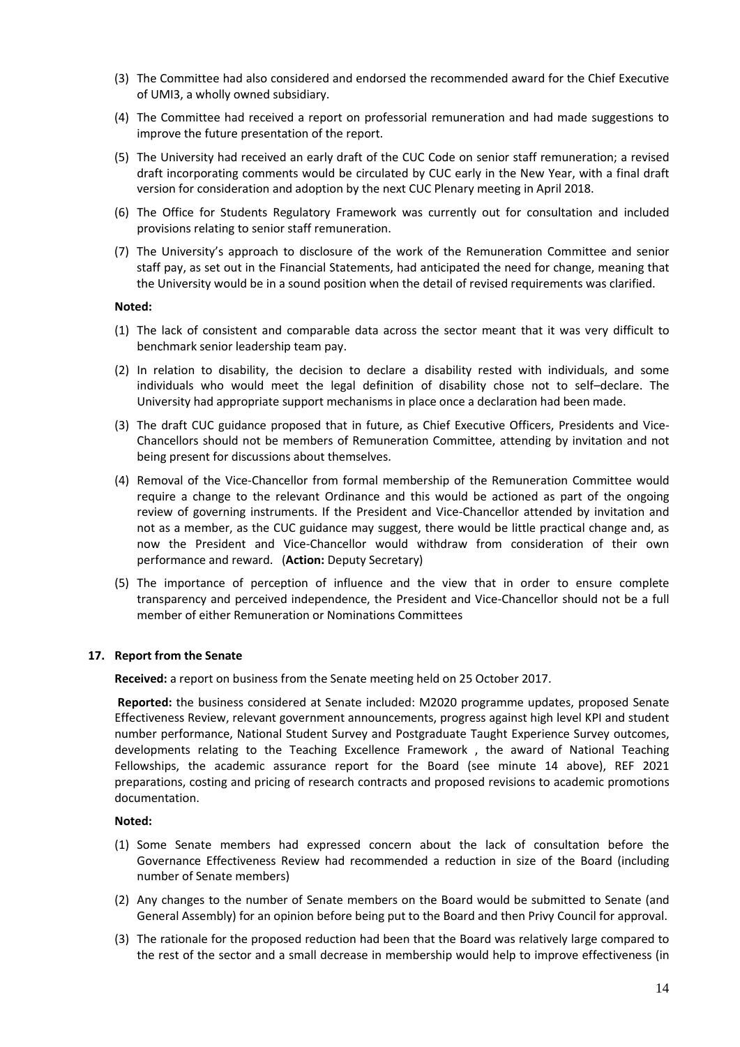(3) The Committee had also considered and endorsed the recommended award for the Chief Executive of UMI3, a wholly owned subsidiary.

(4) The Committee had received a report on professorial remuneration and had made suggestions to improve the future presentation of the report.

(5) The University had received an early draft of the CUC Code on senior staff remuneration; a revised draft incorporating comments would be circulated by CUC early in the New Year, with a final draft version for consideration and adoption by the next CUC Plenary meeting in April 2018.

(6) The Office for Students Regulatory Framework was currently out for consultation and included provisions relating to senior staff remuneration.

(7) The University's approach to disclosure of the work of the Remuneration Committee and senior staff pay, as set out in the Financial Statements, had anticipated the need for change, meaning that the University would be in a sound position when the detail of revised requirements was clarified.

**Noted:**

(1) The lack of consistent and comparable data across the sector meant that it was very difficult to benchmark senior leadership team pay.

(2) In relation to disability, the decision to declare a disability rested with individuals, and some individuals who would meet the legal definition of disability chose not to self–declare. The University had appropriate support mechanisms in place once a declaration had been made.

(3) The draft CUC guidance proposed that in future, as Chief Executive Officers, Presidents and Vice-Chancellors should not be members of Remuneration Committee, attending by invitation and not being present for discussions about themselves.

(4) Removal of the Vice-Chancellor from formal membership of the Remuneration Committee would require a change to the relevant Ordinance and this would be actioned as part of the ongoing review of governing instruments. If the President and Vice-Chancellor attended by invitation and not as a member, as the CUC guidance may suggest, there would be little practical change and, as now the President and Vice-Chancellor would withdraw from consideration of their own performance and reward. (**Action:** Deputy Secretary)

(5) The importance of perception of influence and the view that in order to ensure complete transparency and perceived independence, the President and Vice-Chancellor should not be a full member of either Remuneration or Nominations Committees

**17. Report from the Senate**

**Received:** a report on business from the Senate meeting held on 25 October 2017.

**Reported:** the business considered at Senate included: M2020 programme updates, proposed Senate Effectiveness Review, relevant government announcements, progress against high level KPI and student number performance, National Student Survey and Postgraduate Taught Experience Survey outcomes, developments relating to the Teaching Excellence Framework , the award of National Teaching Fellowships, the academic assurance report for the Board (see minute 14 above), REF 2021 preparations, costing and pricing of research contracts and proposed revisions to academic promotions documentation.

**Noted:**

(1) Some Senate members had expressed concern about the lack of consultation before the Governance Effectiveness Review had recommended a reduction in size of the Board (including number of Senate members)

(2) Any changes to the number of Senate members on the Board would be submitted to Senate (and General Assembly) for an opinion before being put to the Board and then Privy Council for approval.

(3) The rationale for the proposed reduction had been that the Board was relatively large compared to the rest of the sector and a small decrease in membership would help to improve effectiveness (in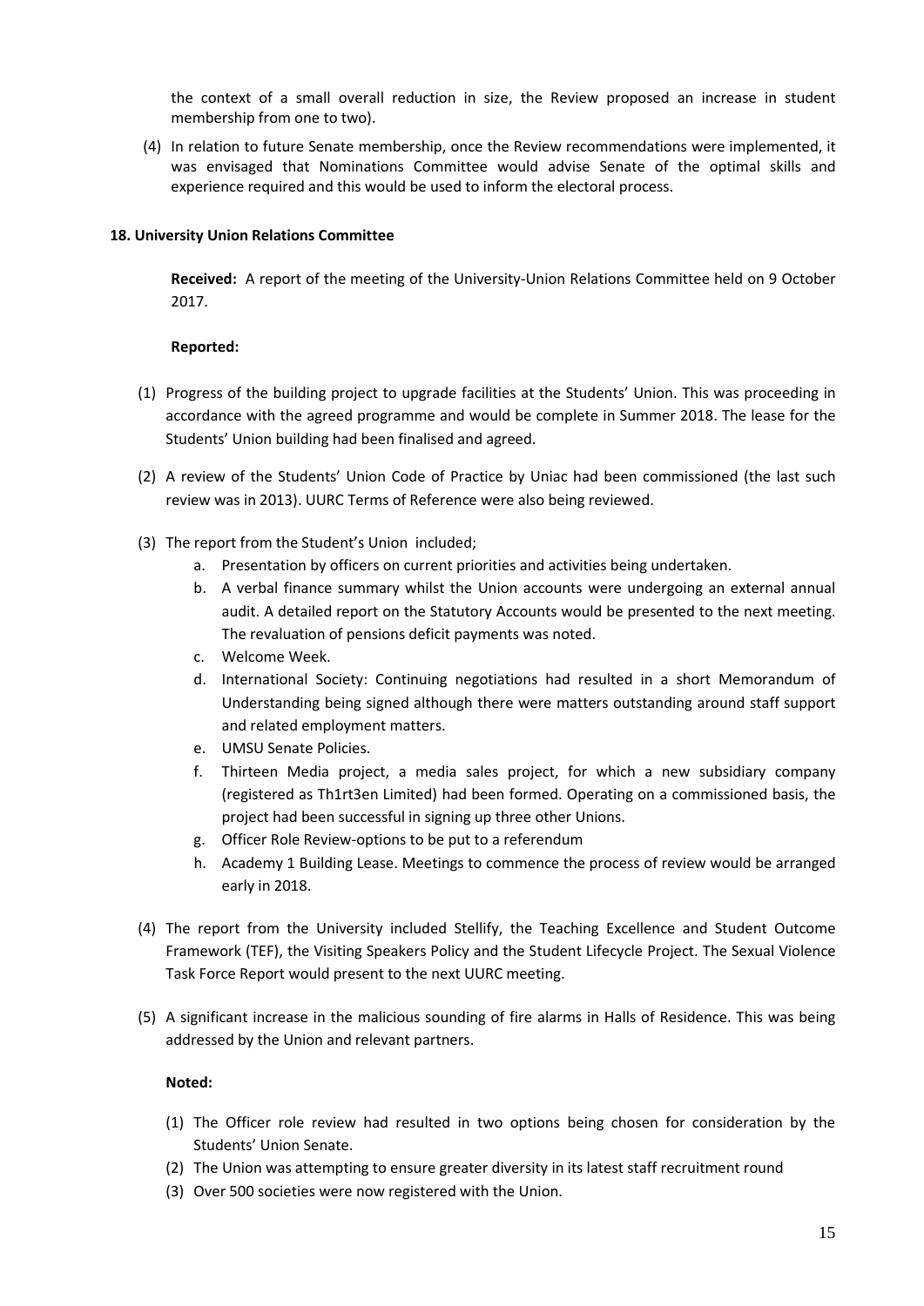the context of a small overall reduction in size, the Review proposed an increase in student membership from one to two).

(4) In relation to future Senate membership, once the Review recommendations were implemented, it was envisaged that Nominations Committee would advise Senate of the optimal skills and experience required and this would be used to inform the electoral process.

**18. University Union Relations Committee**

**Received:** A report of the meeting of the University-Union Relations Committee held on 9 October 2017.

**Reported:**

(1) Progress of the building project to upgrade facilities at the Students' Union. This was proceeding in accordance with the agreed programme and would be complete in Summer 2018. The lease for the Students' Union building had been finalised and agreed.

(2) A review of the Students' Union Code of Practice by Uniac had been commissioned (the last such review was in 2013). UURC Terms of Reference were also being reviewed.

(3) The report from the Student's Union included;

  a. Presentation by officers on current priorities and activities being undertaken.
  b. A verbal finance summary whilst the Union accounts were undergoing an external annual audit. A detailed report on the Statutory Accounts would be presented to the next meeting. The revaluation of pensions deficit payments was noted.
  c. Welcome Week.
  d. International Society: Continuing negotiations had resulted in a short Memorandum of Understanding being signed although there were matters outstanding around staff support and related employment matters.
  e. UMSU Senate Policies.
  f. Thirteen Media project, a media sales project, for which a new subsidiary company (registered as Th1rt3en Limited) had been formed. Operating on a commissioned basis, the project had been successful in signing up three other Unions.
  g. Officer Role Review-options to be put to a referendum
  h. Academy 1 Building Lease. Meetings to commence the process of review would be arranged early in 2018.

(4) The report from the University included Stellify, the Teaching Excellence and Student Outcome Framework (TEF), the Visiting Speakers Policy and the Student Lifecycle Project. The Sexual Violence Task Force Report would present to the next UURC meeting.

(5) A significant increase in the malicious sounding of fire alarms in Halls of Residence. This was being addressed by the Union and relevant partners.

**Noted:**

(1) The Officer role review had resulted in two options being chosen for consideration by the Students' Union Senate.
(2) The Union was attempting to ensure greater diversity in its latest staff recruitment round
(3) Over 500 societies were now registered with the Union.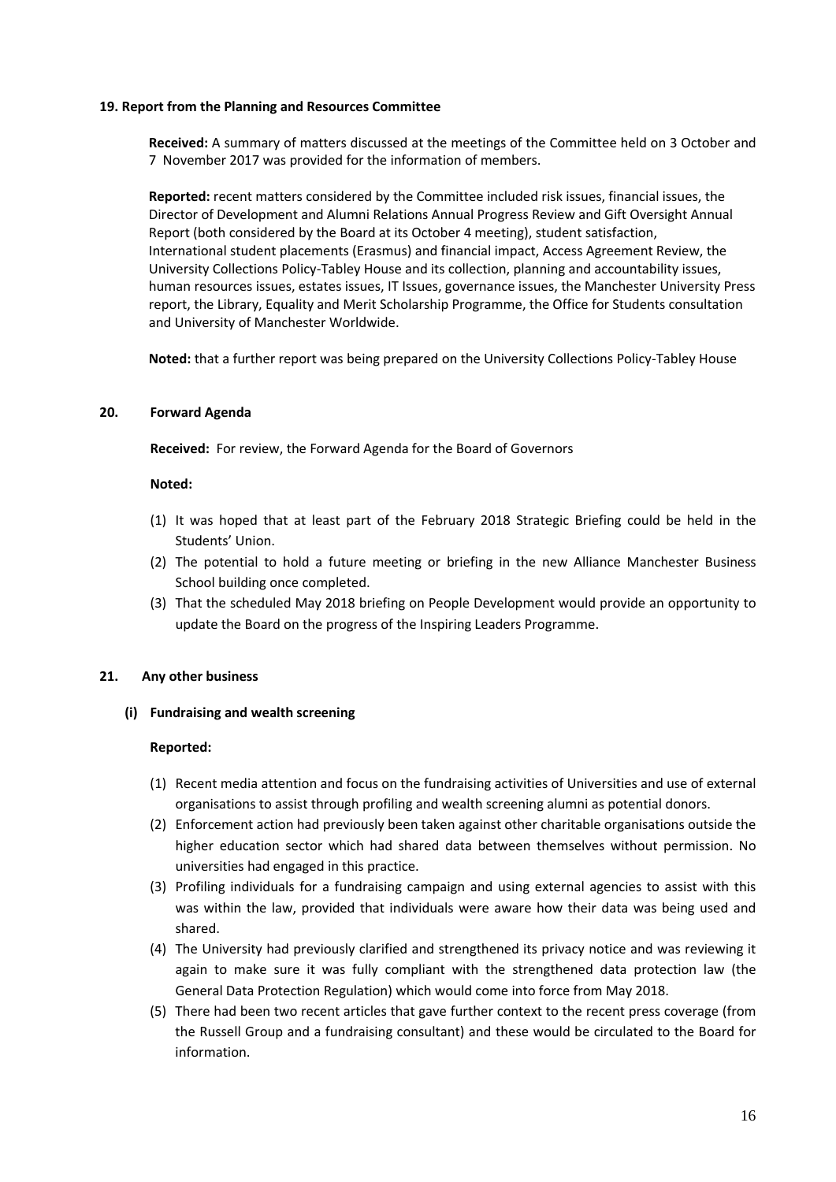**19. Report from the Planning and Resources Committee**

**Received:** A summary of matters discussed at the meetings of the Committee held on 3 October and 7 November 2017 was provided for the information of members.

**Reported:** recent matters considered by the Committee included risk issues, financial issues, the Director of Development and Alumni Relations Annual Progress Review and Gift Oversight Annual Report (both considered by the Board at its October 4 meeting), student satisfaction, International student placements (Erasmus) and financial impact, Access Agreement Review, the University Collections Policy-Tabley House and its collection, planning and accountability issues, human resources issues, estates issues, IT Issues, governance issues, the Manchester University Press report, the Library, Equality and Merit Scholarship Programme, the Office for Students consultation and University of Manchester Worldwide.

**Noted:** that a further report was being prepared on the University Collections Policy-Tabley House

**20. Forward Agenda**

**Received:** For review, the Forward Agenda for the Board of Governors

**Noted:**

(1) It was hoped that at least part of the February 2018 Strategic Briefing could be held in the Students' Union.
(2) The potential to hold a future meeting or briefing in the new Alliance Manchester Business School building once completed.
(3) That the scheduled May 2018 briefing on People Development would provide an opportunity to update the Board on the progress of the Inspiring Leaders Programme.

**21. Any other business**

**(i) Fundraising and wealth screening**

**Reported:**

(1) Recent media attention and focus on the fundraising activities of Universities and use of external organisations to assist through profiling and wealth screening alumni as potential donors.
(2) Enforcement action had previously been taken against other charitable organisations outside the higher education sector which had shared data between themselves without permission. No universities had engaged in this practice.
(3) Profiling individuals for a fundraising campaign and using external agencies to assist with this was within the law, provided that individuals were aware how their data was being used and shared.
(4) The University had previously clarified and strengthened its privacy notice and was reviewing it again to make sure it was fully compliant with the strengthened data protection law (the General Data Protection Regulation) which would come into force from May 2018.
(5) There had been two recent articles that gave further context to the recent press coverage (from the Russell Group and a fundraising consultant) and these would be circulated to the Board for information.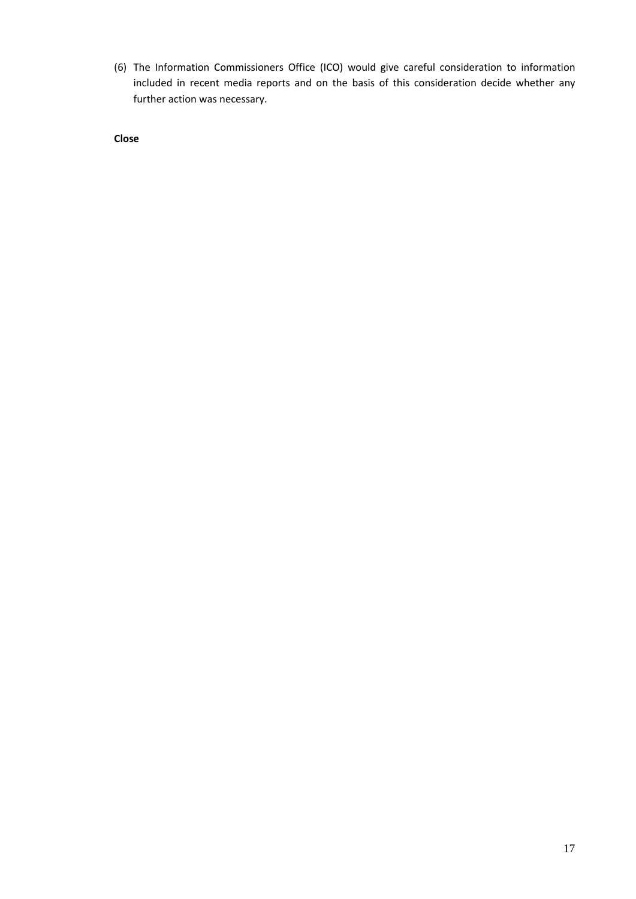(6) The Information Commissioners Office (ICO) would give careful consideration to information included in recent media reports and on the basis of this consideration decide whether any further action was necessary.

**Close**